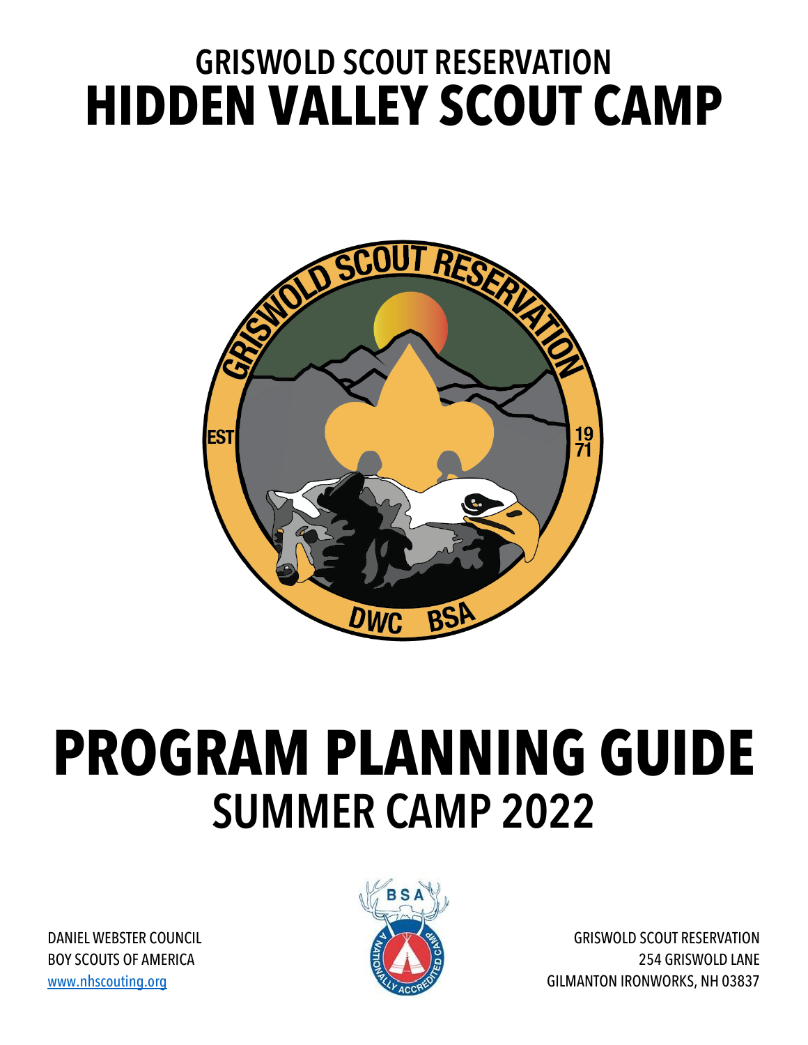## GRISWOLD SCOUT RESERVATION

# HIDDEN VALLEY SCOUT CAMP

# PROGRAM PLANNING GUIDE

## SUMMER CAMP 2022

DANIEL WEBSTER COUNCIL
BOY SCOUTS OF AMERICA
www.nhscouting.org

GRISWOLD SCOUT RESERVATION
254 GRISWOLD LANE
GILMANTON IRONWORKS, NH 03837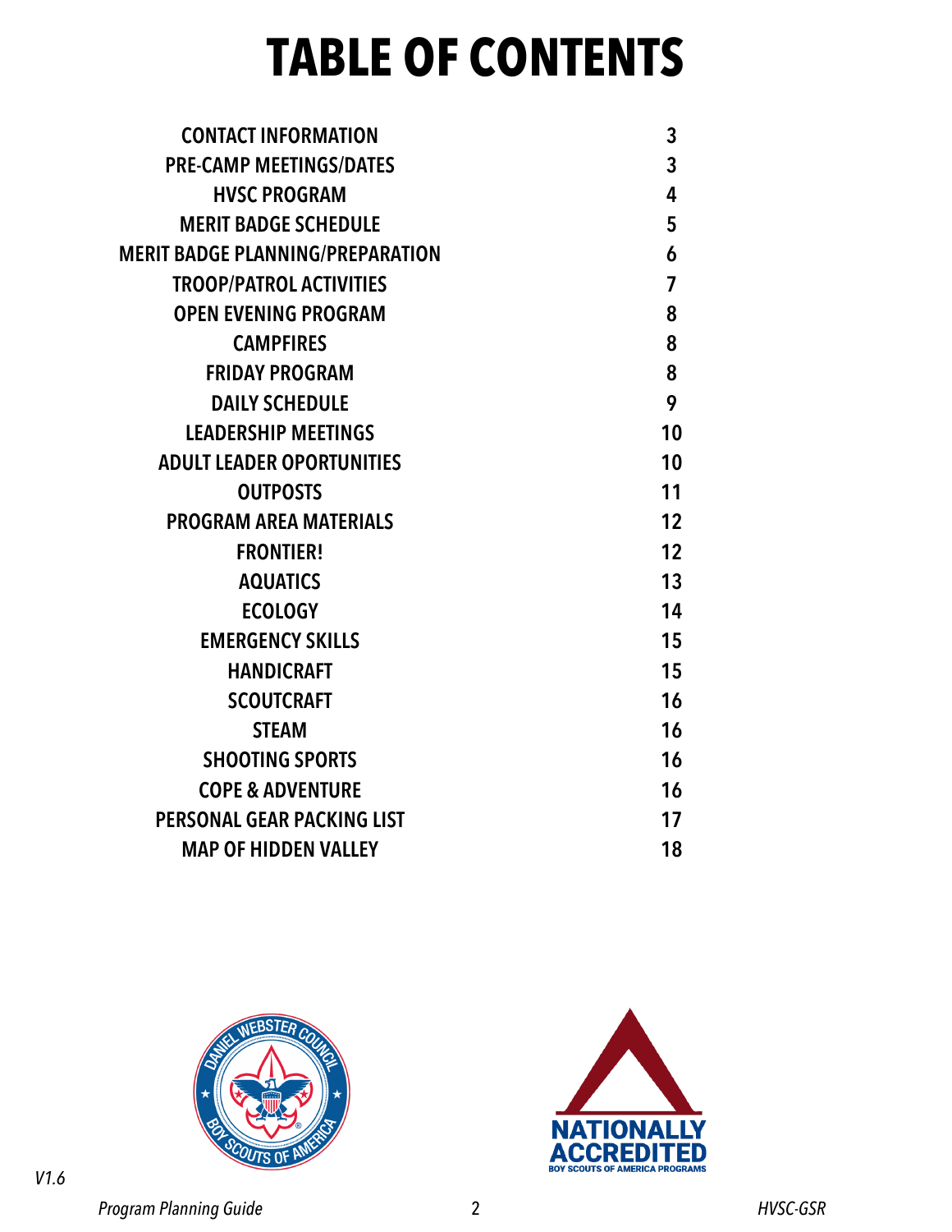# TABLE OF CONTENTS

| | |
|---|---|
| CONTACT INFORMATION | 3 |
| PRE-CAMP MEETINGS/DATES | 3 |
| HVSC PROGRAM | 4 |
| MERIT BADGE SCHEDULE | 5 |
| MERIT BADGE PLANNING/PREPARATION | 6 |
| TROOP/PATROL ACTIVITIES | 7 |
| OPEN EVENING PROGRAM | 8 |
| CAMPFIRES | 8 |
| FRIDAY PROGRAM | 8 |
| DAILY SCHEDULE | 9 |
| LEADERSHIP MEETINGS | 10 |
| ADULT LEADER OPORTUNITIES | 10 |
| OUTPOSTS | 11 |
| PROGRAM AREA MATERIALS | 12 |
| FRONTIER! | 12 |
| AQUATICS | 13 |
| ECOLOGY | 14 |
| EMERGENCY SKILLS | 15 |
| HANDICRAFT | 15 |
| SCOUTCRAFT | 16 |
| STEAM | 16 |
| SHOOTING SPORTS | 16 |
| COPE & ADVENTURE | 16 |
| PERSONAL GEAR PACKING LIST | 17 |
| MAP OF HIDDEN VALLEY | 18 |

DANIEL WEBSTER COUNCIL — BOY SCOUTS OF AMERICA

NATIONALLY ACCREDITED — BOY SCOUTS OF AMERICA PROGRAMS

*V1.6*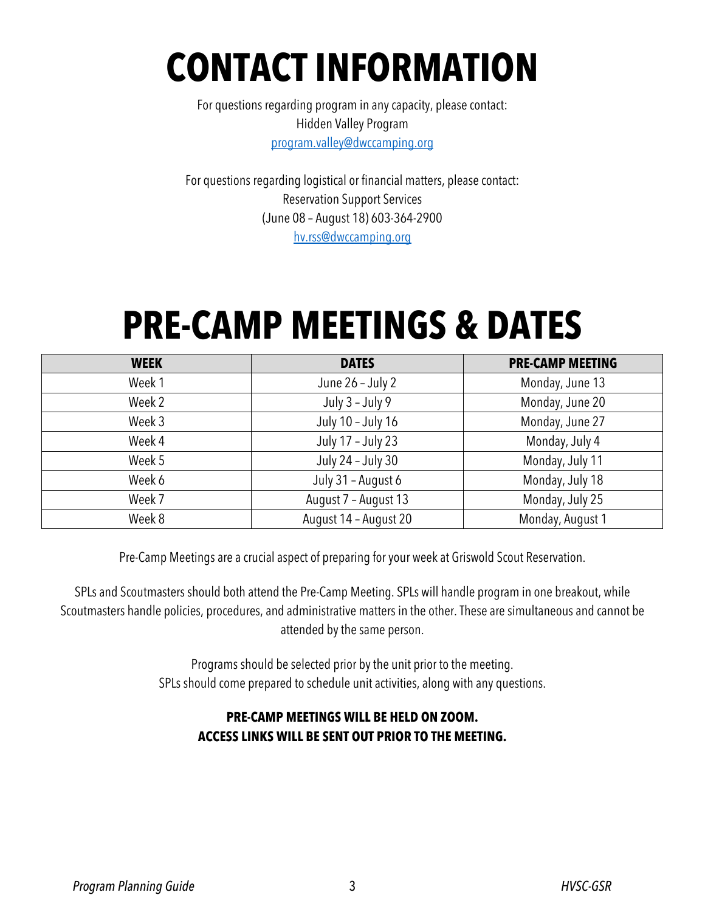# CONTACT INFORMATION

For questions regarding program in any capacity, please contact:
Hidden Valley Program
program.valley@dwccamping.org

For questions regarding logistical or financial matters, please contact:
Reservation Support Services
(June 08 – August 18) 603-364-2900
hv.rss@dwccamping.org

# PRE-CAMP MEETINGS & DATES

| WEEK | DATES | PRE-CAMP MEETING |
|---|---|---|
| Week 1 | June 26 – July 2 | Monday, June 13 |
| Week 2 | July 3 – July 9 | Monday, June 20 |
| Week 3 | July 10 – July 16 | Monday, June 27 |
| Week 4 | July 17 – July 23 | Monday, July 4 |
| Week 5 | July 24 – July 30 | Monday, July 11 |
| Week 6 | July 31 – August 6 | Monday, July 18 |
| Week 7 | August 7 – August 13 | Monday, July 25 |
| Week 8 | August 14 – August 20 | Monday, August 1 |

Pre-Camp Meetings are a crucial aspect of preparing for your week at Griswold Scout Reservation.

SPLs and Scoutmasters should both attend the Pre-Camp Meeting. SPLs will handle program in one breakout, while Scoutmasters handle policies, procedures, and administrative matters in the other. These are simultaneous and cannot be attended by the same person.

Programs should be selected prior by the unit prior to the meeting.
SPLs should come prepared to schedule unit activities, along with any questions.

**PRE-CAMP MEETINGS WILL BE HELD ON ZOOM.**
**ACCESS LINKS WILL BE SENT OUT PRIOR TO THE MEETING.**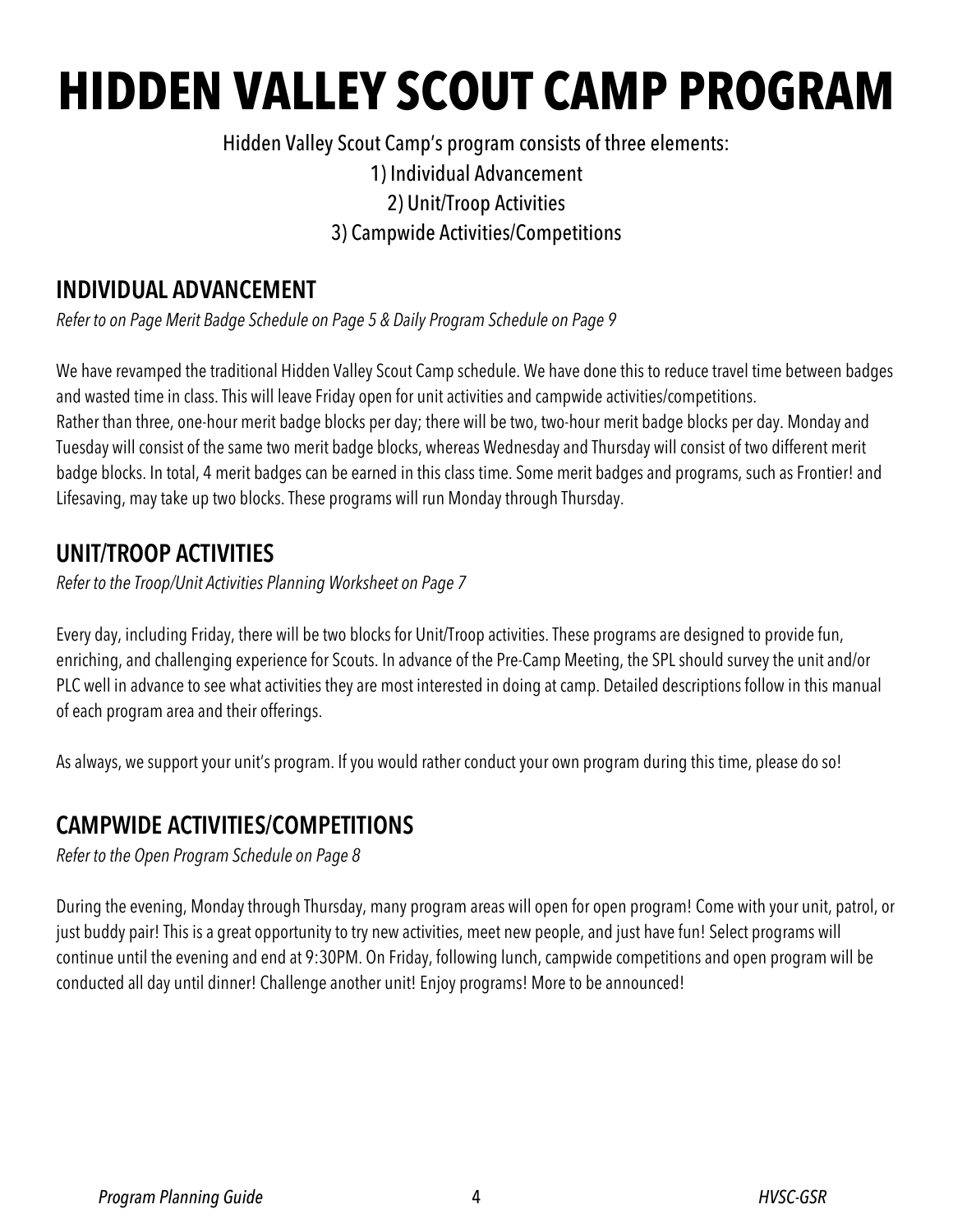# HIDDEN VALLEY SCOUT CAMP PROGRAM

Hidden Valley Scout Camp's program consists of three elements:

1) Individual Advancement
2) Unit/Troop Activities
3) Campwide Activities/Competitions

## INDIVIDUAL ADVANCEMENT

*Refer to on Page Merit Badge Schedule on Page 5 & Daily Program Schedule on Page 9*

We have revamped the traditional Hidden Valley Scout Camp schedule. We have done this to reduce travel time between badges and wasted time in class. This will leave Friday open for unit activities and campwide activities/competitions.
Rather than three, one-hour merit badge blocks per day; there will be two, two-hour merit badge blocks per day. Monday and Tuesday will consist of the same two merit badge blocks, whereas Wednesday and Thursday will consist of two different merit badge blocks. In total, 4 merit badges can be earned in this class time. Some merit badges and programs, such as Frontier! and Lifesaving, may take up two blocks. These programs will run Monday through Thursday.

## UNIT/TROOP ACTIVITIES

*Refer to the Troop/Unit Activities Planning Worksheet on Page 7*

Every day, including Friday, there will be two blocks for Unit/Troop activities. These programs are designed to provide fun, enriching, and challenging experience for Scouts. In advance of the Pre-Camp Meeting, the SPL should survey the unit and/or PLC well in advance to see what activities they are most interested in doing at camp. Detailed descriptions follow in this manual of each program area and their offerings.

As always, we support your unit's program. If you would rather conduct your own program during this time, please do so!

## CAMPWIDE ACTIVITIES/COMPETITIONS

*Refer to the Open Program Schedule on Page 8*

During the evening, Monday through Thursday, many program areas will open for open program! Come with your unit, patrol, or just buddy pair! This is a great opportunity to try new activities, meet new people, and just have fun! Select programs will continue until the evening and end at 9:30PM. On Friday, following lunch, campwide competitions and open program will be conducted all day until dinner! Challenge another unit! Enjoy programs! More to be announced!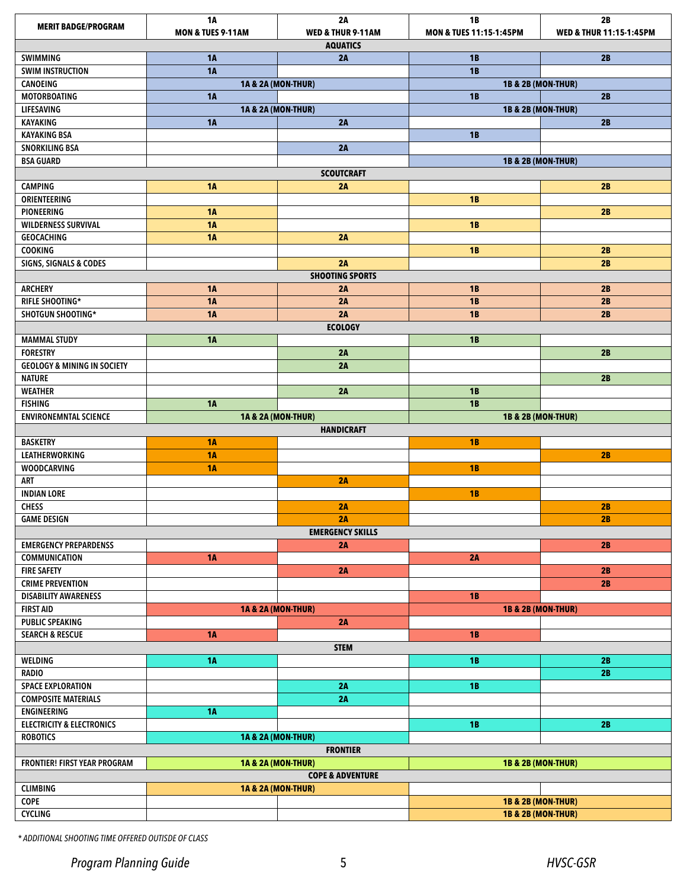| MERIT BADGE/PROGRAM | 1A<br>MON & TUES 9-11AM | 2A<br>WED & THUR 9-11AM | 1B<br>MON & TUES 11:15-1:45PM | 2B<br>WED & THUR 11:15-1:45PM |
|---|---|---|---|---|
| **AQUATICS** | | | | |
| SWIMMING | 1A | 2A | 1B | 2B |
| SWIM INSTRUCTION | 1A | | 1B | |
| CANOEING | 1A & 2A (MON-THUR) | | 1B & 2B (MON-THUR) | |
| MOTORBOATING | 1A | | 1B | 2B |
| LIFESAVING | 1A & 2A (MON-THUR) | | 1B & 2B (MON-THUR) | |
| KAYAKING | 1A | 2A | | 2B |
| KAYAKING BSA | | | 1B | |
| SNORKILING BSA | | 2A | | |
| BSA GUARD | | | 1B & 2B (MON-THUR) | |
| **SCOUTCRAFT** | | | | |
| CAMPING | 1A | 2A | | 2B |
| ORIENTEERING | | | 1B | |
| PIONEERING | 1A | | | 2B |
| WILDERNESS SURVIVAL | 1A | | 1B | |
| GEOCACHING | 1A | 2A | | |
| COOKING | | | 1B | 2B |
| SIGNS, SIGNALS & CODES | | 2A | | 2B |
| **SHOOTING SPORTS** | | | | |
| ARCHERY | 1A | 2A | 1B | 2B |
| RIFLE SHOOTING* | 1A | 2A | 1B | 2B |
| SHOTGUN SHOOTING* | 1A | 2A | 1B | 2B |
| **ECOLOGY** | | | | |
| MAMMAL STUDY | 1A | | 1B | |
| FORESTRY | | 2A | | 2B |
| GEOLOGY & MINING IN SOCIETY | | 2A | | |
| NATURE | | | | 2B |
| WEATHER | | 2A | 1B | |
| FISHING | 1A | | 1B | |
| ENVIRONEMNTAL SCIENCE | 1A & 2A (MON-THUR) | | 1B & 2B (MON-THUR) | |
| **HANDICRAFT** | | | | |
| BASKETRY | 1A | | 1B | |
| LEATHERWORKING | 1A | | | 2B |
| WOODCARVING | 1A | | 1B | |
| ART | | 2A | | |
| INDIAN LORE | | | 1B | |
| CHESS | | 2A | | 2B |
| GAME DESIGN | | 2A | | 2B |
| **EMERGENCY SKILLS** | | | | |
| EMERGENCY PREPARDENSS | | 2A | | 2B |
| COMMUNICATION | 1A | | 2A | |
| FIRE SAFETY | | 2A | | 2B |
| CRIME PREVENTION | | | | 2B |
| DISABILITY AWARENESS | | | 1B | |
| FIRST AID | 1A & 2A (MON-THUR) | | 1B & 2B (MON-THUR) | |
| PUBLIC SPEAKING | | 2A | | |
| SEARCH & RESCUE | 1A | | 1B | |
| **STEM** | | | | |
| WELDING | 1A | | 1B | 2B |
| RADIO | | | | 2B |
| SPACE EXPLORATION | | 2A | 1B | |
| COMPOSITE MATERIALS | | 2A | | |
| ENGINEERING | 1A | | | |
| ELECTRICITY & ELECTRONICS | | | 1B | 2B |
| ROBOTICS | 1A & 2A (MON-THUR) | | | |
| **FRONTIER** | | | | |
| FRONTIER! FIRST YEAR PROGRAM | 1A & 2A (MON-THUR) | | 1B & 2B (MON-THUR) | |
| **COPE & ADVENTURE** | | | | |
| CLIMBING | 1A & 2A (MON-THUR) | | | |
| COPE | | | 1B & 2B (MON-THUR) | |
| CYCLING | | | 1B & 2B (MON-THUR) | |

*\* ADDITIONAL SHOOTING TIME OFFERED OUTISDE OF CLASS*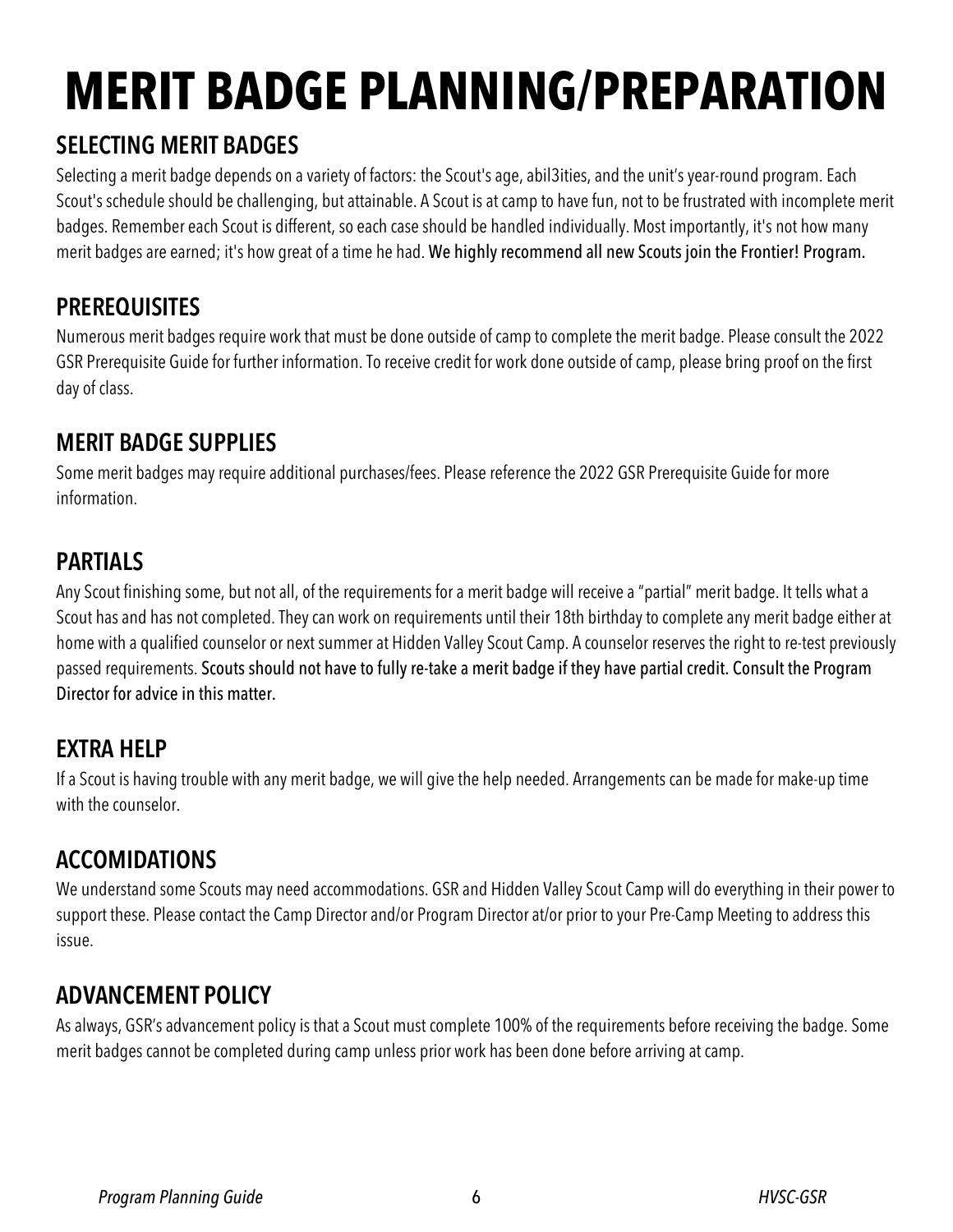# MERIT BADGE PLANNING/PREPARATION

## SELECTING MERIT BADGES

Selecting a merit badge depends on a variety of factors: the Scout's age, abil3ities, and the unit's year-round program. Each Scout's schedule should be challenging, but attainable. A Scout is at camp to have fun, not to be frustrated with incomplete merit badges. Remember each Scout is different, so each case should be handled individually. Most importantly, it's not how many merit badges are earned; it's how great of a time he had. **We highly recommend all new Scouts join the Frontier! Program.**

## PREREQUISITES

Numerous merit badges require work that must be done outside of camp to complete the merit badge. Please consult the 2022 GSR Prerequisite Guide for further information. To receive credit for work done outside of camp, please bring proof on the first day of class.

## MERIT BADGE SUPPLIES

Some merit badges may require additional purchases/fees. Please reference the 2022 GSR Prerequisite Guide for more information.

## PARTIALS

Any Scout finishing some, but not all, of the requirements for a merit badge will receive a "partial" merit badge. It tells what a Scout has and has not completed. They can work on requirements until their 18th birthday to complete any merit badge either at home with a qualified counselor or next summer at Hidden Valley Scout Camp. A counselor reserves the right to re-test previously passed requirements. **Scouts should not have to fully re-take a merit badge if they have partial credit. Consult the Program Director for advice in this matter.**

## EXTRA HELP

If a Scout is having trouble with any merit badge, we will give the help needed. Arrangements can be made for make-up time with the counselor.

## ACCOMIDATIONS

We understand some Scouts may need accommodations. GSR and Hidden Valley Scout Camp will do everything in their power to support these. Please contact the Camp Director and/or Program Director at/or prior to your Pre-Camp Meeting to address this issue.

## ADVANCEMENT POLICY

As always, GSR's advancement policy is that a Scout must complete 100% of the requirements before receiving the badge. Some merit badges cannot be completed during camp unless prior work has been done before arriving at camp.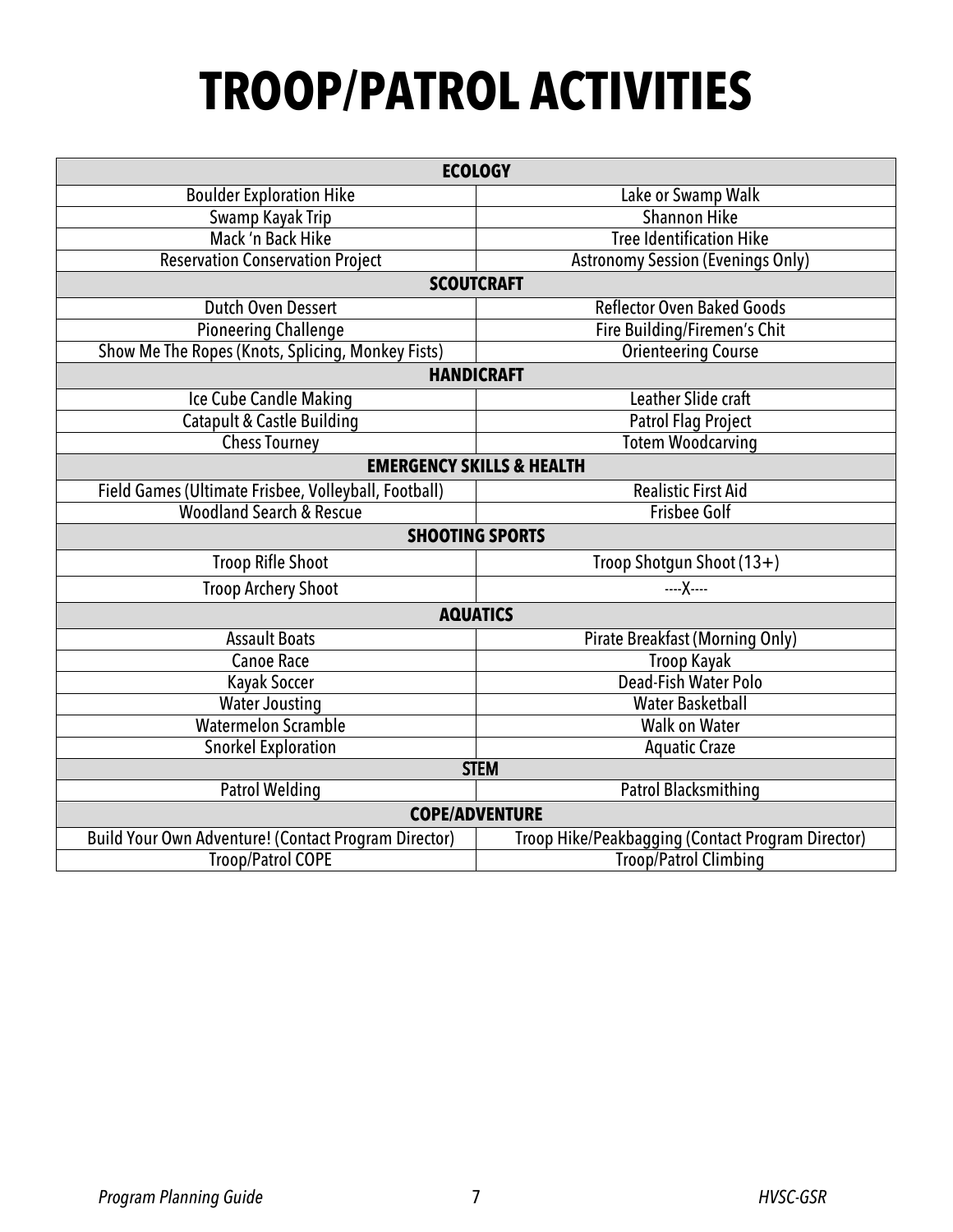# TROOP/PATROL ACTIVITIES

| ECOLOGY | |
|---|---|
| Boulder Exploration Hike | Lake or Swamp Walk |
| Swamp Kayak Trip | Shannon Hike |
| Mack 'n Back Hike | Tree Identification Hike |
| Reservation Conservation Project | Astronomy Session (Evenings Only) |
| **SCOUTCRAFT** | |
| Dutch Oven Dessert | Reflector Oven Baked Goods |
| Pioneering Challenge | Fire Building/Firemen's Chit |
| Show Me The Ropes (Knots, Splicing, Monkey Fists) | Orienteering Course |
| **HANDICRAFT** | |
| Ice Cube Candle Making | Leather Slide craft |
| Catapult & Castle Building | Patrol Flag Project |
| Chess Tourney | Totem Woodcarving |
| **EMERGENCY SKILLS & HEALTH** | |
| Field Games (Ultimate Frisbee, Volleyball, Football) | Realistic First Aid |
| Woodland Search & Rescue | Frisbee Golf |
| **SHOOTING SPORTS** | |
| Troop Rifle Shoot | Troop Shotgun Shoot (13+) |
| Troop Archery Shoot | ----X---- |
| **AQUATICS** | |
| Assault Boats | Pirate Breakfast (Morning Only) |
| Canoe Race | Troop Kayak |
| Kayak Soccer | Dead-Fish Water Polo |
| Water Jousting | Water Basketball |
| Watermelon Scramble | Walk on Water |
| Snorkel Exploration | Aquatic Craze |
| **STEM** | |
| Patrol Welding | Patrol Blacksmithing |
| **COPE/ADVENTURE** | |
| Build Your Own Adventure! (Contact Program Director) | Troop Hike/Peakbagging (Contact Program Director) |
| Troop/Patrol COPE | Troop/Patrol Climbing |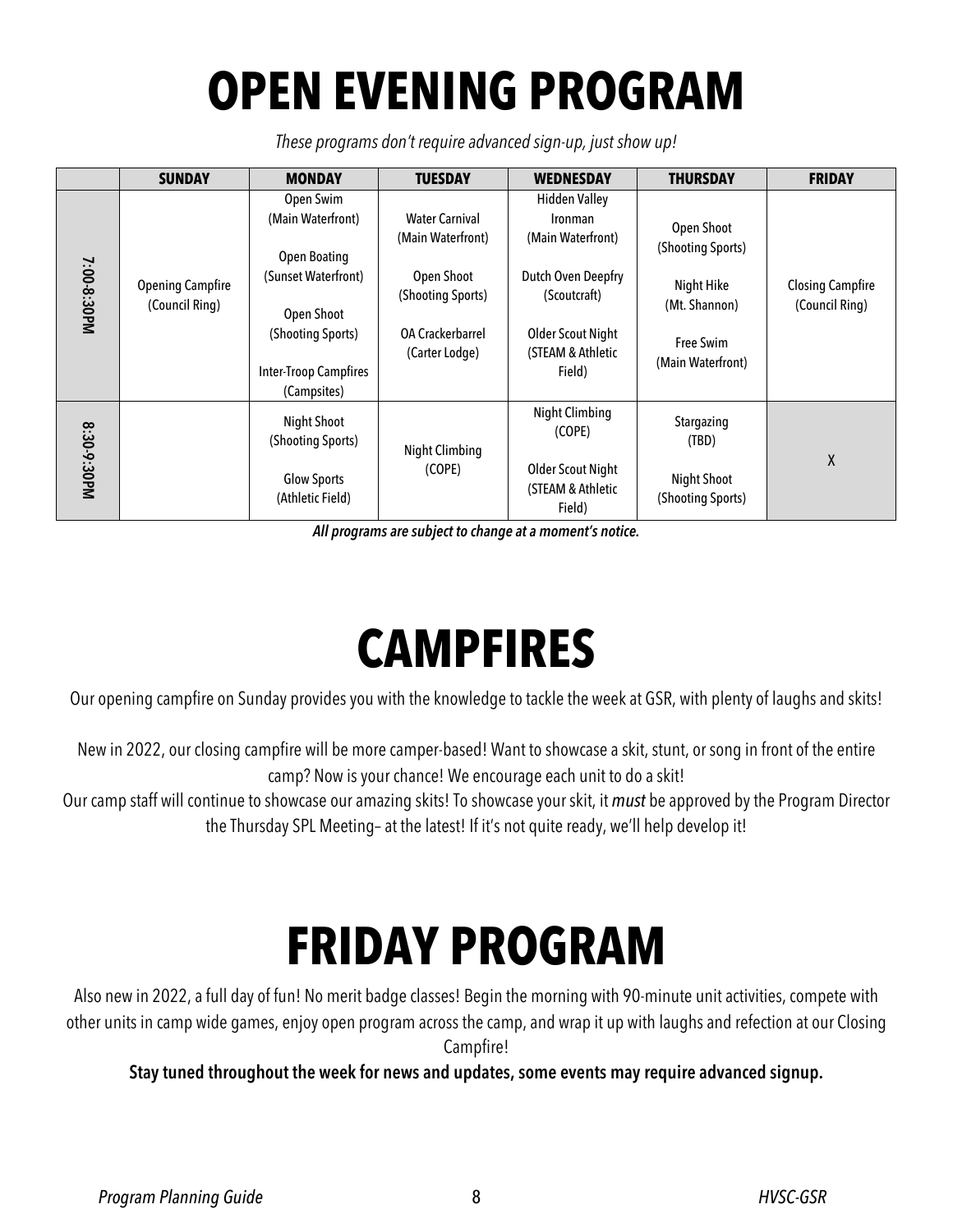# OPEN EVENING PROGRAM

*These programs don't require advanced sign-up, just show up!*

| | SUNDAY | MONDAY | TUESDAY | WEDNESDAY | THURSDAY | FRIDAY |
|---|---|---|---|---|---|---|
| 7:00-8:30PM | Opening Campfire (Council Ring) | Open Swim (Main Waterfront)<br><br>Open Boating (Sunset Waterfront)<br><br>Open Shoot (Shooting Sports)<br><br>Inter-Troop Campfires (Campsites) | Water Carnival (Main Waterfront)<br><br>Open Shoot (Shooting Sports)<br><br>OA Crackerbarrel (Carter Lodge) | Hidden Valley Ironman (Main Waterfront)<br><br>Dutch Oven Deepfry (Scoutcraft)<br><br>Older Scout Night (STEAM & Athletic Field) | Open Shoot (Shooting Sports)<br><br>Night Hike (Mt. Shannon)<br><br>Free Swim (Main Waterfront) | Closing Campfire (Council Ring) |
| 8:30-9:30PM | | Night Shoot (Shooting Sports)<br><br>Glow Sports (Athletic Field) | Night Climbing (COPE) | Night Climbing (COPE)<br><br>Older Scout Night (STEAM & Athletic Field) | Stargazing (TBD)<br><br>Night Shoot (Shooting Sports) | X |

***All programs are subject to change at a moment's notice.***

# CAMPFIRES

Our opening campfire on Sunday provides you with the knowledge to tackle the week at GSR, with plenty of laughs and skits!

New in 2022, our closing campfire will be more camper-based! Want to showcase a skit, stunt, or song in front of the entire camp? Now is your chance! We encourage each unit to do a skit!

Our camp staff will continue to showcase our amazing skits! To showcase your skit, it *must* be approved by the Program Director the Thursday SPL Meeting– at the latest! If it's not quite ready, we'll help develop it!

# FRIDAY PROGRAM

Also new in 2022, a full day of fun! No merit badge classes! Begin the morning with 90-minute unit activities, compete with other units in camp wide games, enjoy open program across the camp, and wrap it up with laughs and refection at our Closing Campfire!

**Stay tuned throughout the week for news and updates, some events may require advanced signup.**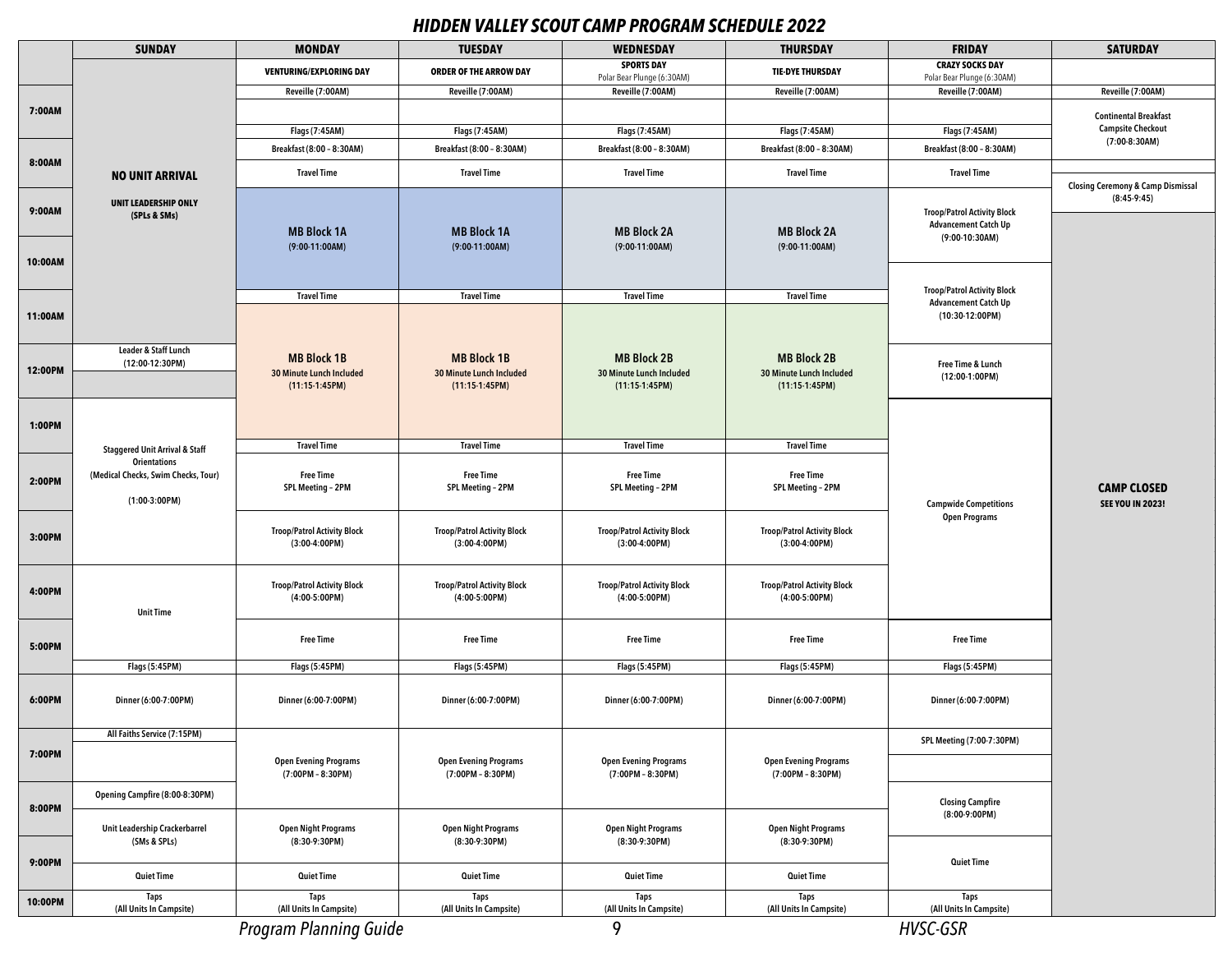# HIDDEN VALLEY SCOUT CAMP PROGRAM SCHEDULE 2022

| | SUNDAY | MONDAY | TUESDAY | WEDNESDAY | THURSDAY | FRIDAY | SATURDAY |
|---|---|---|---|---|---|---|---|
| | NO UNIT ARRIVAL<br>UNIT LEADERSHIP ONLY (SPLs & SMs) | VENTURING/EXPLORING DAY | ORDER OF THE ARROW DAY | SPORTS DAY<br>Polar Bear Plunge (6:30AM) | TIE-DYE THURSDAY | CRAZY SOCKS DAY<br>Polar Bear Plunge (6:30AM) | |
| 7:00AM | | Reveille (7:00AM) | Reveille (7:00AM) | Reveille (7:00AM) | Reveille (7:00AM) | Reveille (7:00AM) | Reveille (7:00AM)<br>Continental Breakfast<br>Campsite Checkout<br>(7:00-8:30AM) |
| | | Flags (7:45AM) | Flags (7:45AM) | Flags (7:45AM) | Flags (7:45AM) | Flags (7:45AM) | |
| 8:00AM | | Breakfast (8:00 – 8:30AM) | Breakfast (8:00 – 8:30AM) | Breakfast (8:00 – 8:30AM) | Breakfast (8:00 – 8:30AM) | Breakfast (8:00 – 8:30AM) | |
| | | Travel Time | Travel Time | Travel Time | Travel Time | Travel Time | Closing Ceremony & Camp Dismissal (8:45-9:45) |
| 9:00AM – 10:00AM | | MB Block 1A<br>(9:00-11:00AM) | MB Block 1A<br>(9:00-11:00AM) | MB Block 2A<br>(9:00-11:00AM) | MB Block 2A<br>(9:00-11:00AM) | Troop/Patrol Activity Block<br>Advancement Catch Up<br>(9:00-10:30AM) | CAMP CLOSED<br>SEE YOU IN 2023! |
| 11:00AM | | Travel Time | Travel Time | Travel Time | Travel Time | Troop/Patrol Activity Block<br>Advancement Catch Up<br>(10:30-12:00PM) | |
| 12:00PM – 1:00PM | Leader & Staff Lunch<br>(12:00-12:30PM) | MB Block 1B<br>30 Minute Lunch Included<br>(11:15-1:45PM) | MB Block 1B<br>30 Minute Lunch Included<br>(11:15-1:45PM) | MB Block 2B<br>30 Minute Lunch Included<br>(11:15-1:45PM) | MB Block 2B<br>30 Minute Lunch Included<br>(11:15-1:45PM) | Free Time & Lunch<br>(12:00-1:00PM) | |
| | Staggered Unit Arrival & Staff Orientations<br>(Medical Checks, Swim Checks, Tour)<br>(1:00-3:00PM) | Travel Time | Travel Time | Travel Time | Travel Time | Campwide Competitions<br>Open Programs | |
| 2:00PM | | Free Time<br>SPL Meeting – 2PM | Free Time<br>SPL Meeting – 2PM | Free Time<br>SPL Meeting – 2PM | Free Time<br>SPL Meeting – 2PM | | |
| 3:00PM | | Troop/Patrol Activity Block<br>(3:00-4:00PM) | Troop/Patrol Activity Block<br>(3:00-4:00PM) | Troop/Patrol Activity Block<br>(3:00-4:00PM) | Troop/Patrol Activity Block<br>(3:00-4:00PM) | | |
| 4:00PM | Unit Time | Troop/Patrol Activity Block<br>(4:00-5:00PM) | Troop/Patrol Activity Block<br>(4:00-5:00PM) | Troop/Patrol Activity Block<br>(4:00-5:00PM) | Troop/Patrol Activity Block<br>(4:00-5:00PM) | | |
| 5:00PM | | Free Time | Free Time | Free Time | Free Time | Free Time | |
| | Flags (5:45PM) | Flags (5:45PM) | Flags (5:45PM) | Flags (5:45PM) | Flags (5:45PM) | Flags (5:45PM) | |
| 6:00PM | Dinner (6:00-7:00PM) | Dinner (6:00-7:00PM) | Dinner (6:00-7:00PM) | Dinner (6:00-7:00PM) | Dinner (6:00-7:00PM) | Dinner (6:00-7:00PM) | |
| 7:00PM | All Faiths Service (7:15PM) | Open Evening Programs<br>(7:00PM – 8:30PM) | Open Evening Programs<br>(7:00PM – 8:30PM) | Open Evening Programs<br>(7:00PM – 8:30PM) | Open Evening Programs<br>(7:00PM – 8:30PM) | SPL Meeting (7:00-7:30PM) | |
| 8:00PM | Opening Campfire (8:00-8:30PM) | | | | | Closing Campfire<br>(8:00-9:00PM) | |
| | Unit Leadership Crackerbarrel<br>(SMs & SPLs) | Open Night Programs<br>(8:30-9:30PM) | Open Night Programs<br>(8:30-9:30PM) | Open Night Programs<br>(8:30-9:30PM) | Open Night Programs<br>(8:30-9:30PM) | | |
| 9:00PM | Quiet Time | Quiet Time | Quiet Time | Quiet Time | Quiet Time | Quiet Time | |
| 10:00PM | Taps<br>(All Units In Campsite) | Taps<br>(All Units In Campsite) | Taps<br>(All Units In Campsite) | Taps<br>(All Units In Campsite) | Taps<br>(All Units In Campsite) | Taps<br>(All Units In Campsite) | |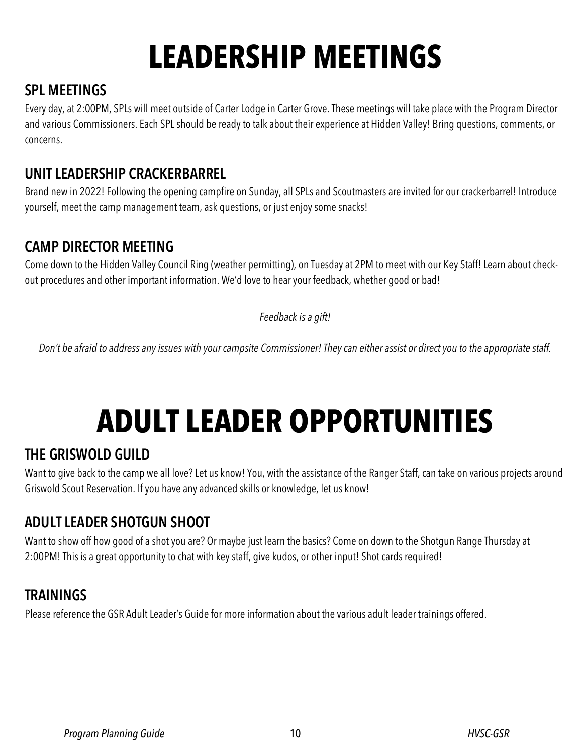# LEADERSHIP MEETINGS

## SPL MEETINGS

Every day, at 2:00PM, SPLs will meet outside of Carter Lodge in Carter Grove. These meetings will take place with the Program Director and various Commissioners. Each SPL should be ready to talk about their experience at Hidden Valley! Bring questions, comments, or concerns.

## UNIT LEADERSHIP CRACKERBARREL

Brand new in 2022! Following the opening campfire on Sunday, all SPLs and Scoutmasters are invited for our crackerbarrel! Introduce yourself, meet the camp management team, ask questions, or just enjoy some snacks!

## CAMP DIRECTOR MEETING

Come down to the Hidden Valley Council Ring (weather permitting), on Tuesday at 2PM to meet with our Key Staff! Learn about check-out procedures and other important information. We'd love to hear your feedback, whether good or bad!

*Feedback is a gift!*

*Don't be afraid to address any issues with your campsite Commissioner! They can either assist or direct you to the appropriate staff.*

# ADULT LEADER OPPORTUNITIES

## THE GRISWOLD GUILD

Want to give back to the camp we all love? Let us know! You, with the assistance of the Ranger Staff, can take on various projects around Griswold Scout Reservation. If you have any advanced skills or knowledge, let us know!

## ADULT LEADER SHOTGUN SHOOT

Want to show off how good of a shot you are? Or maybe just learn the basics? Come on down to the Shotgun Range Thursday at 2:00PM! This is a great opportunity to chat with key staff, give kudos, or other input! Shot cards required!

## TRAININGS

Please reference the GSR Adult Leader's Guide for more information about the various adult leader trainings offered.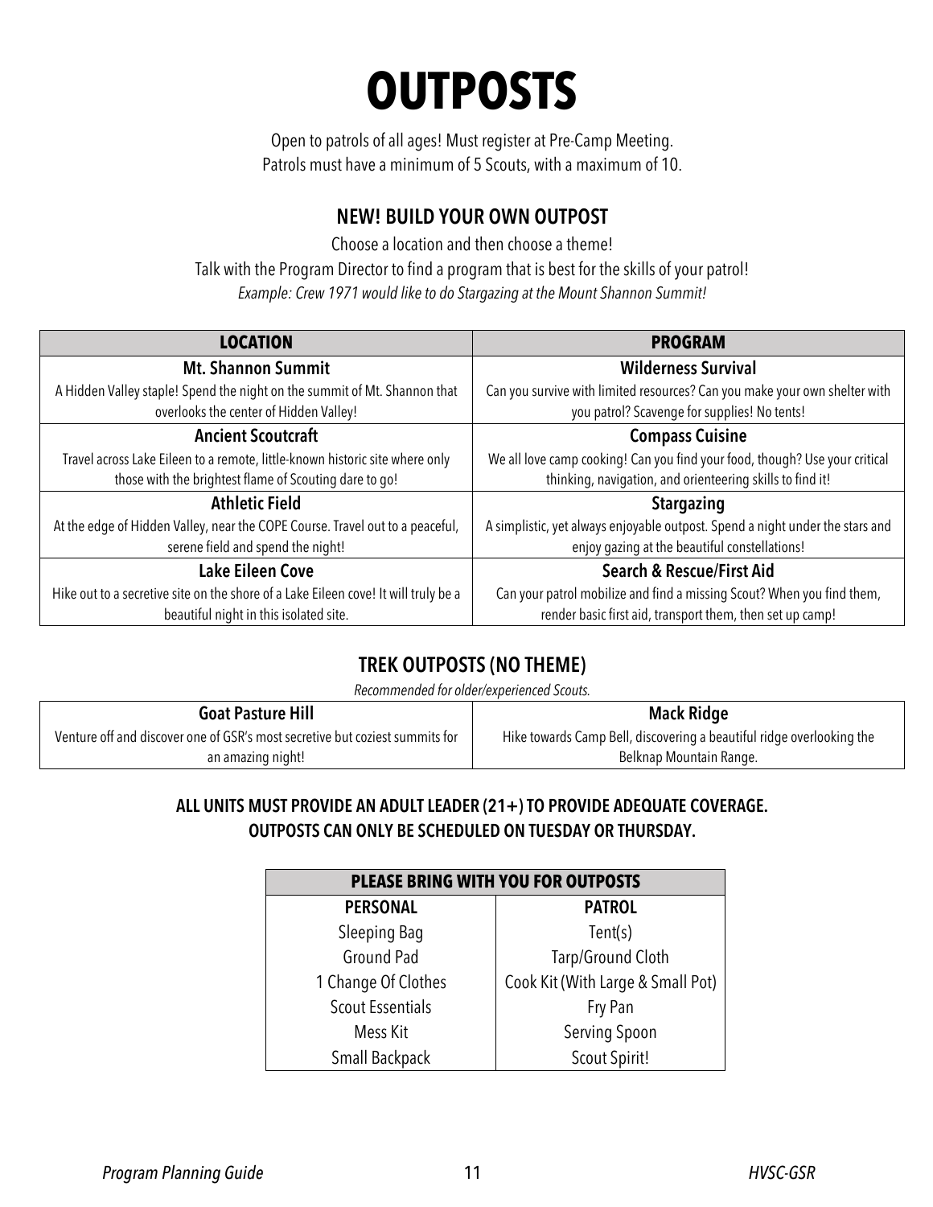# OUTPOSTS

Open to patrols of all ages! Must register at Pre-Camp Meeting.
Patrols must have a minimum of 5 Scouts, with a maximum of 10.

### NEW! BUILD YOUR OWN OUTPOST

Choose a location and then choose a theme!
Talk with the Program Director to find a program that is best for the skills of your patrol!
*Example: Crew 1971 would like to do Stargazing at the Mount Shannon Summit!*

| LOCATION | PROGRAM |
|---|---|
| **Mt. Shannon Summit**<br>A Hidden Valley staple! Spend the night on the summit of Mt. Shannon that overlooks the center of Hidden Valley! | **Wilderness Survival**<br>Can you survive with limited resources? Can you make your own shelter with you patrol? Scavenge for supplies! No tents! |
| **Ancient Scoutcraft**<br>Travel across Lake Eileen to a remote, little-known historic site where only those with the brightest flame of Scouting dare to go! | **Compass Cuisine**<br>We all love camp cooking! Can you find your food, though? Use your critical thinking, navigation, and orienteering skills to find it! |
| **Athletic Field**<br>At the edge of Hidden Valley, near the COPE Course. Travel out to a peaceful, serene field and spend the night! | **Stargazing**<br>A simplistic, yet always enjoyable outpost. Spend a night under the stars and enjoy gazing at the beautiful constellations! |
| **Lake Eileen Cove**<br>Hike out to a secretive site on the shore of a Lake Eileen cove! It will truly be a beautiful night in this isolated site. | **Search & Rescue/First Aid**<br>Can your patrol mobilize and find a missing Scout? When you find them, render basic first aid, transport them, then set up camp! |

### TREK OUTPOSTS (NO THEME)

*Recommended for older/experienced Scouts.*

| Goat Pasture Hill | Mack Ridge |
|---|---|
| Venture off and discover one of GSR's most secretive but coziest summits for an amazing night! | Hike towards Camp Bell, discovering a beautiful ridge overlooking the Belknap Mountain Range. |

**ALL UNITS MUST PROVIDE AN ADULT LEADER (21+) TO PROVIDE ADEQUATE COVERAGE.**
**OUTPOSTS CAN ONLY BE SCHEDULED ON TUESDAY OR THURSDAY.**

| PLEASE BRING WITH YOU FOR OUTPOSTS | |
|---|---|
| **PERSONAL** | **PATROL** |
| Sleeping Bag | Tent(s) |
| Ground Pad | Tarp/Ground Cloth |
| 1 Change Of Clothes | Cook Kit (With Large & Small Pot) |
| Scout Essentials | Fry Pan |
| Mess Kit | Serving Spoon |
| Small Backpack | Scout Spirit! |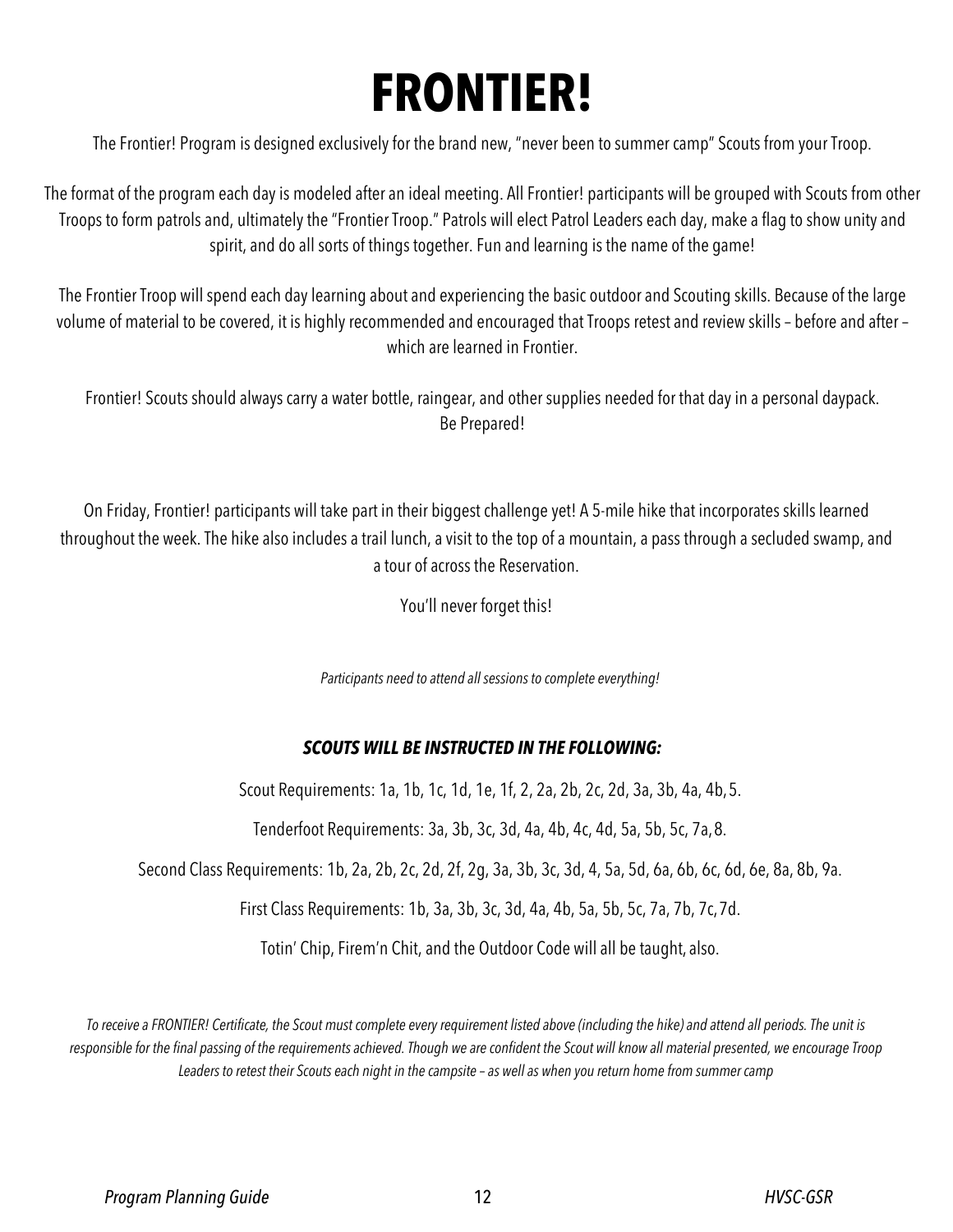# FRONTIER!

The Frontier! Program is designed exclusively for the brand new, "never been to summer camp" Scouts from your Troop.

The format of the program each day is modeled after an ideal meeting. All Frontier! participants will be grouped with Scouts from other Troops to form patrols and, ultimately the "Frontier Troop." Patrols will elect Patrol Leaders each day, make a flag to show unity and spirit, and do all sorts of things together. Fun and learning is the name of the game!

The Frontier Troop will spend each day learning about and experiencing the basic outdoor and Scouting skills. Because of the large volume of material to be covered, it is highly recommended and encouraged that Troops retest and review skills – before and after – which are learned in Frontier.

Frontier! Scouts should always carry a water bottle, raingear, and other supplies needed for that day in a personal daypack. Be Prepared!

On Friday, Frontier! participants will take part in their biggest challenge yet! A 5-mile hike that incorporates skills learned throughout the week. The hike also includes a trail lunch, a visit to the top of a mountain, a pass through a secluded swamp, and a tour of across the Reservation.

You'll never forget this!

*Participants need to attend all sessions to complete everything!*

***SCOUTS WILL BE INSTRUCTED IN THE FOLLOWING:***

Scout Requirements: 1a, 1b, 1c, 1d, 1e, 1f, 2, 2a, 2b, 2c, 2d, 3a, 3b, 4a, 4b, 5.

Tenderfoot Requirements: 3a, 3b, 3c, 3d, 4a, 4b, 4c, 4d, 5a, 5b, 5c, 7a, 8.

Second Class Requirements: 1b, 2a, 2b, 2c, 2d, 2f, 2g, 3a, 3b, 3c, 3d, 4, 5a, 5d, 6a, 6b, 6c, 6d, 6e, 8a, 8b, 9a.

First Class Requirements: 1b, 3a, 3b, 3c, 3d, 4a, 4b, 5a, 5b, 5c, 7a, 7b, 7c, 7d.

Totin' Chip, Firem'n Chit, and the Outdoor Code will all be taught, also.

*To receive a FRONTIER! Certificate, the Scout must complete every requirement listed above (including the hike) and attend all periods. The unit is responsible for the final passing of the requirements achieved. Though we are confident the Scout will know all material presented, we encourage Troop Leaders to retest their Scouts each night in the campsite – as well as when you return home from summer camp*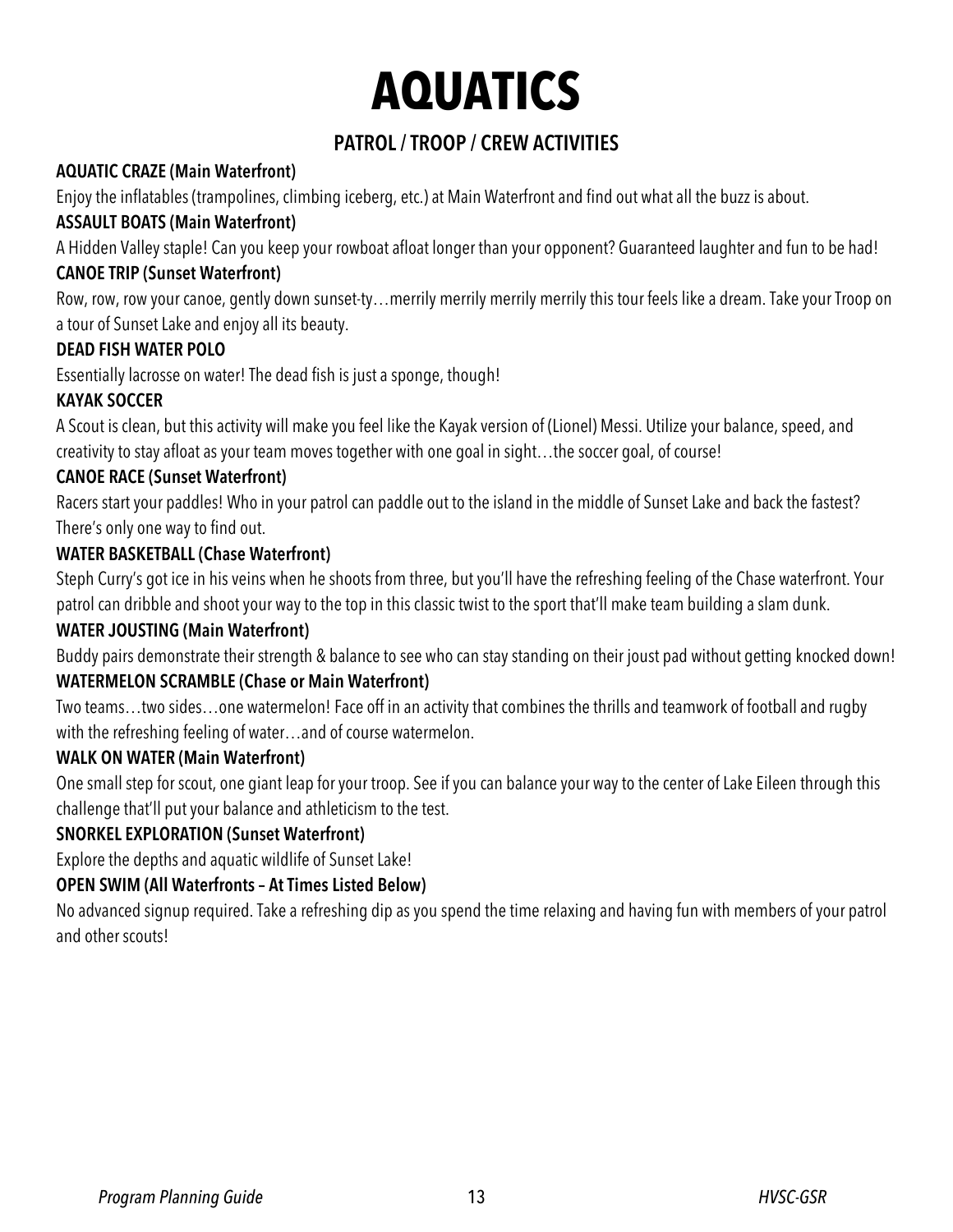# AQUATICS

## PATROL / TROOP / CREW ACTIVITIES

**AQUATIC CRAZE (Main Waterfront)**

Enjoy the inflatables (trampolines, climbing iceberg, etc.) at Main Waterfront and find out what all the buzz is about.

**ASSAULT BOATS (Main Waterfront)**

A Hidden Valley staple! Can you keep your rowboat afloat longer than your opponent? Guaranteed laughter and fun to be had!

**CANOE TRIP (Sunset Waterfront)**

Row, row, row your canoe, gently down sunset-ty…merrily merrily merrily merrily this tour feels like a dream. Take your Troop on a tour of Sunset Lake and enjoy all its beauty.

**DEAD FISH WATER POLO**

Essentially lacrosse on water! The dead fish is just a sponge, though!

**KAYAK SOCCER**

A Scout is clean, but this activity will make you feel like the Kayak version of (Lionel) Messi. Utilize your balance, speed, and creativity to stay afloat as your team moves together with one goal in sight…the soccer goal, of course!

**CANOE RACE (Sunset Waterfront)**

Racers start your paddles! Who in your patrol can paddle out to the island in the middle of Sunset Lake and back the fastest? There's only one way to find out.

**WATER BASKETBALL (Chase Waterfront)**

Steph Curry's got ice in his veins when he shoots from three, but you'll have the refreshing feeling of the Chase waterfront. Your patrol can dribble and shoot your way to the top in this classic twist to the sport that'll make team building a slam dunk.

**WATER JOUSTING (Main Waterfront)**

Buddy pairs demonstrate their strength & balance to see who can stay standing on their joust pad without getting knocked down!

**WATERMELON SCRAMBLE (Chase or Main Waterfront)**

Two teams…two sides…one watermelon! Face off in an activity that combines the thrills and teamwork of football and rugby with the refreshing feeling of water…and of course watermelon.

**WALK ON WATER (Main Waterfront)**

One small step for scout, one giant leap for your troop. See if you can balance your way to the center of Lake Eileen through this challenge that'll put your balance and athleticism to the test.

**SNORKEL EXPLORATION (Sunset Waterfront)**

Explore the depths and aquatic wildlife of Sunset Lake!

**OPEN SWIM (All Waterfronts – At Times Listed Below)**

No advanced signup required. Take a refreshing dip as you spend the time relaxing and having fun with members of your patrol and other scouts!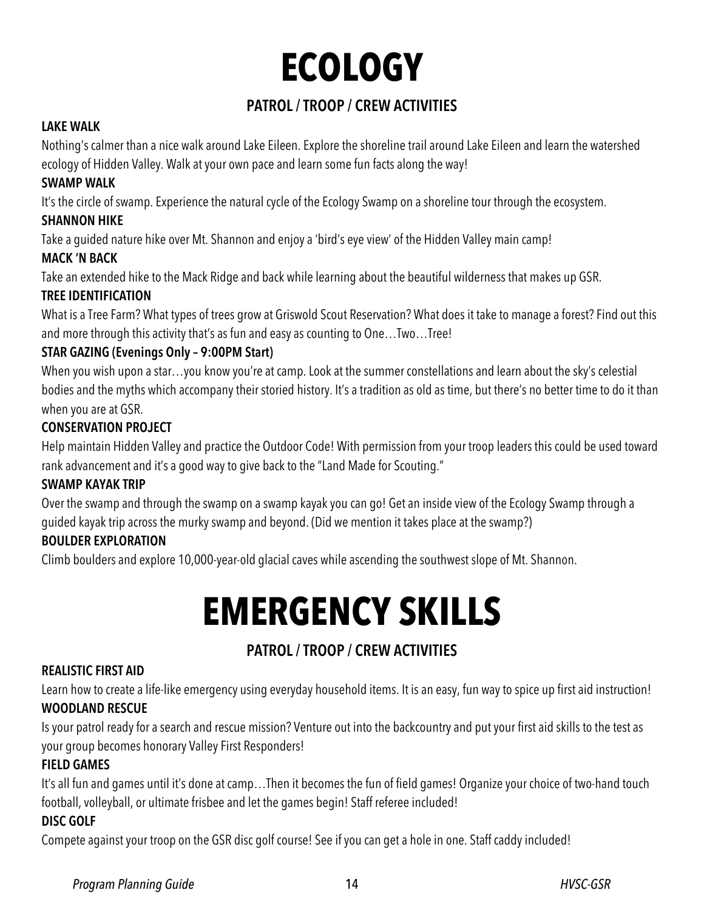# ECOLOGY

## PATROL / TROOP / CREW ACTIVITIES

**LAKE WALK**

Nothing's calmer than a nice walk around Lake Eileen. Explore the shoreline trail around Lake Eileen and learn the watershed ecology of Hidden Valley. Walk at your own pace and learn some fun facts along the way!

**SWAMP WALK**

It's the circle of swamp. Experience the natural cycle of the Ecology Swamp on a shoreline tour through the ecosystem.

**SHANNON HIKE**

Take a guided nature hike over Mt. Shannon and enjoy a 'bird's eye view' of the Hidden Valley main camp!

**MACK 'N BACK**

Take an extended hike to the Mack Ridge and back while learning about the beautiful wilderness that makes up GSR.

**TREE IDENTIFICATION**

What is a Tree Farm? What types of trees grow at Griswold Scout Reservation? What does it take to manage a forest? Find out this and more through this activity that's as fun and easy as counting to One…Two…Tree!

**STAR GAZING (Evenings Only – 9:00PM Start)**

When you wish upon a star…you know you're at camp. Look at the summer constellations and learn about the sky's celestial bodies and the myths which accompany their storied history. It's a tradition as old as time, but there's no better time to do it than when you are at GSR.

**CONSERVATION PROJECT**

Help maintain Hidden Valley and practice the Outdoor Code! With permission from your troop leaders this could be used toward rank advancement and it's a good way to give back to the "Land Made for Scouting."

**SWAMP KAYAK TRIP**

Over the swamp and through the swamp on a swamp kayak you can go! Get an inside view of the Ecology Swamp through a guided kayak trip across the murky swamp and beyond. (Did we mention it takes place at the swamp?)

**BOULDER EXPLORATION**

Climb boulders and explore 10,000-year-old glacial caves while ascending the southwest slope of Mt. Shannon.

# EMERGENCY SKILLS

## PATROL / TROOP / CREW ACTIVITIES

**REALISTIC FIRST AID**

Learn how to create a life-like emergency using everyday household items. It is an easy, fun way to spice up first aid instruction!

**WOODLAND RESCUE**

Is your patrol ready for a search and rescue mission? Venture out into the backcountry and put your first aid skills to the test as your group becomes honorary Valley First Responders!

**FIELD GAMES**

It's all fun and games until it's done at camp…Then it becomes the fun of field games! Organize your choice of two-hand touch football, volleyball, or ultimate frisbee and let the games begin! Staff referee included!

**DISC GOLF**

Compete against your troop on the GSR disc golf course! See if you can get a hole in one. Staff caddy included!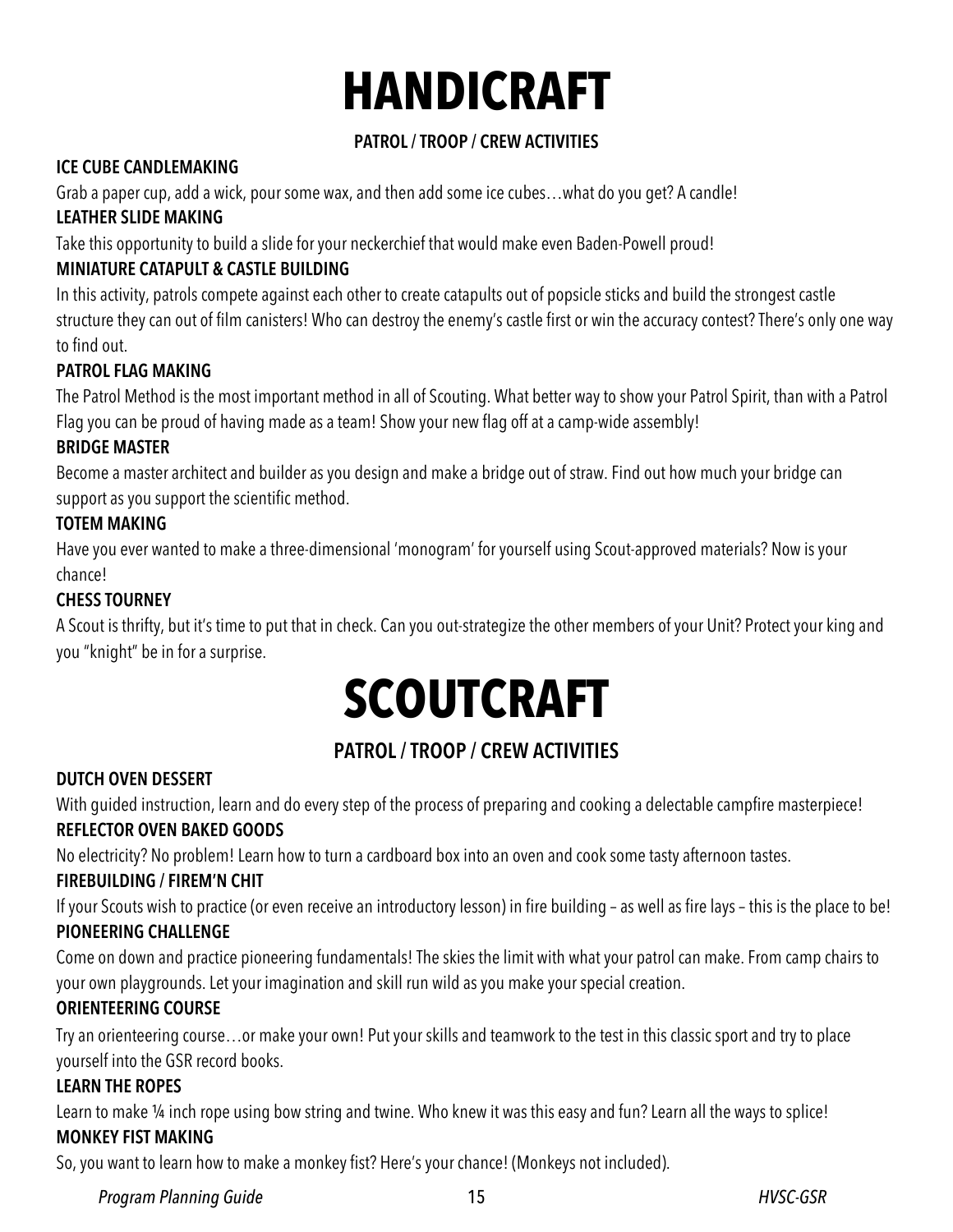# HANDICRAFT

## PATROL / TROOP / CREW ACTIVITIES

**ICE CUBE CANDLEMAKING**

Grab a paper cup, add a wick, pour some wax, and then add some ice cubes…what do you get? A candle!

**LEATHER SLIDE MAKING**

Take this opportunity to build a slide for your neckerchief that would make even Baden-Powell proud!

**MINIATURE CATAPULT & CASTLE BUILDING**

In this activity, patrols compete against each other to create catapults out of popsicle sticks and build the strongest castle structure they can out of film canisters! Who can destroy the enemy's castle first or win the accuracy contest? There's only one way to find out.

**PATROL FLAG MAKING**

The Patrol Method is the most important method in all of Scouting. What better way to show your Patrol Spirit, than with a Patrol Flag you can be proud of having made as a team! Show your new flag off at a camp-wide assembly!

**BRIDGE MASTER**

Become a master architect and builder as you design and make a bridge out of straw. Find out how much your bridge can support as you support the scientific method.

**TOTEM MAKING**

Have you ever wanted to make a three-dimensional 'monogram' for yourself using Scout-approved materials? Now is your chance!

**CHESS TOURNEY**

A Scout is thrifty, but it's time to put that in check. Can you out-strategize the other members of your Unit? Protect your king and you "knight" be in for a surprise.

# SCOUTCRAFT

## PATROL / TROOP / CREW ACTIVITIES

**DUTCH OVEN DESSERT**

With guided instruction, learn and do every step of the process of preparing and cooking a delectable campfire masterpiece!

**REFLECTOR OVEN BAKED GOODS**

No electricity? No problem! Learn how to turn a cardboard box into an oven and cook some tasty afternoon tastes.

**FIREBUILDING / FIREM'N CHIT**

If your Scouts wish to practice (or even receive an introductory lesson) in fire building – as well as fire lays – this is the place to be!

**PIONEERING CHALLENGE**

Come on down and practice pioneering fundamentals! The skies the limit with what your patrol can make. From camp chairs to your own playgrounds. Let your imagination and skill run wild as you make your special creation.

**ORIENTEERING COURSE**

Try an orienteering course…or make your own! Put your skills and teamwork to the test in this classic sport and try to place yourself into the GSR record books.

**LEARN THE ROPES**

Learn to make ¼ inch rope using bow string and twine. Who knew it was this easy and fun? Learn all the ways to splice!

**MONKEY FIST MAKING**

So, you want to learn how to make a monkey fist? Here's your chance! (Monkeys not included).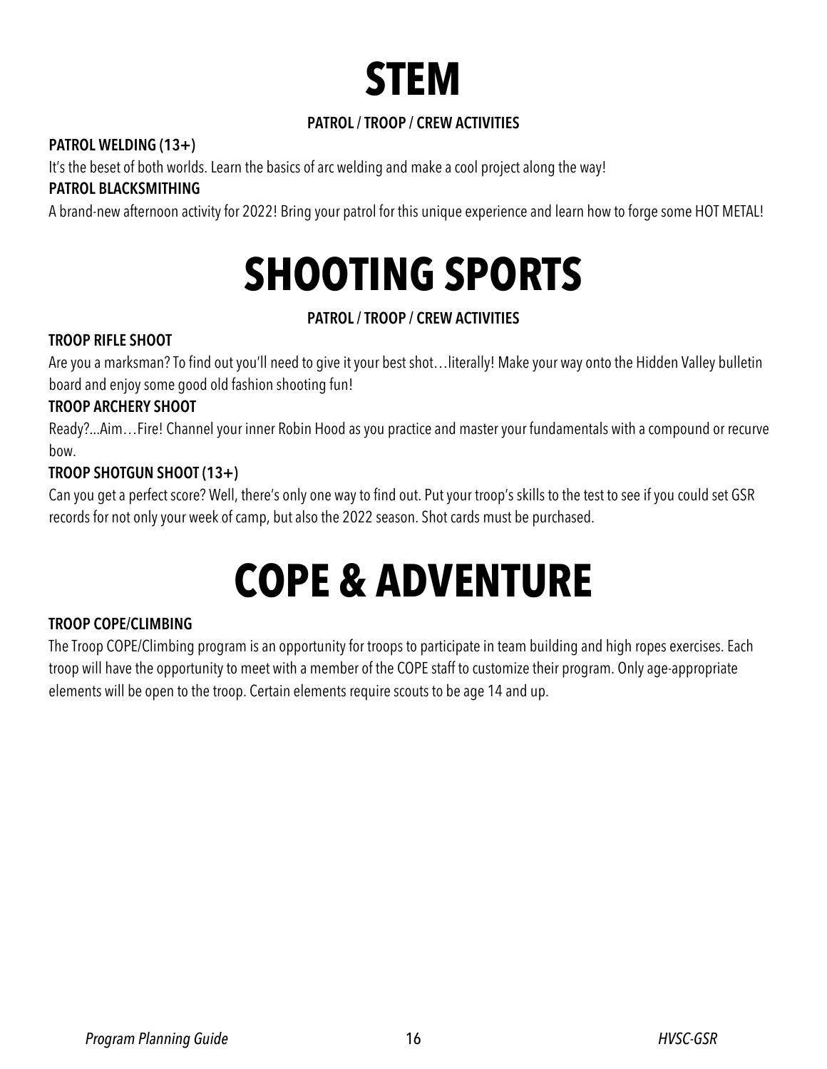# STEM

**PATROL / TROOP / CREW ACTIVITIES**

**PATROL WELDING (13+)**

It's the beset of both worlds. Learn the basics of arc welding and make a cool project along the way!

**PATROL BLACKSMITHING**

A brand-new afternoon activity for 2022! Bring your patrol for this unique experience and learn how to forge some HOT METAL!

# SHOOTING SPORTS

**PATROL / TROOP / CREW ACTIVITIES**

**TROOP RIFLE SHOOT**

Are you a marksman? To find out you'll need to give it your best shot…literally! Make your way onto the Hidden Valley bulletin board and enjoy some good old fashion shooting fun!

**TROOP ARCHERY SHOOT**

Ready?...Aim…Fire! Channel your inner Robin Hood as you practice and master your fundamentals with a compound or recurve bow.

**TROOP SHOTGUN SHOOT (13+)**

Can you get a perfect score? Well, there's only one way to find out. Put your troop's skills to the test to see if you could set GSR records for not only your week of camp, but also the 2022 season. Shot cards must be purchased.

# COPE & ADVENTURE

**TROOP COPE/CLIMBING**

The Troop COPE/Climbing program is an opportunity for troops to participate in team building and high ropes exercises. Each troop will have the opportunity to meet with a member of the COPE staff to customize their program. Only age-appropriate elements will be open to the troop. Certain elements require scouts to be age 14 and up.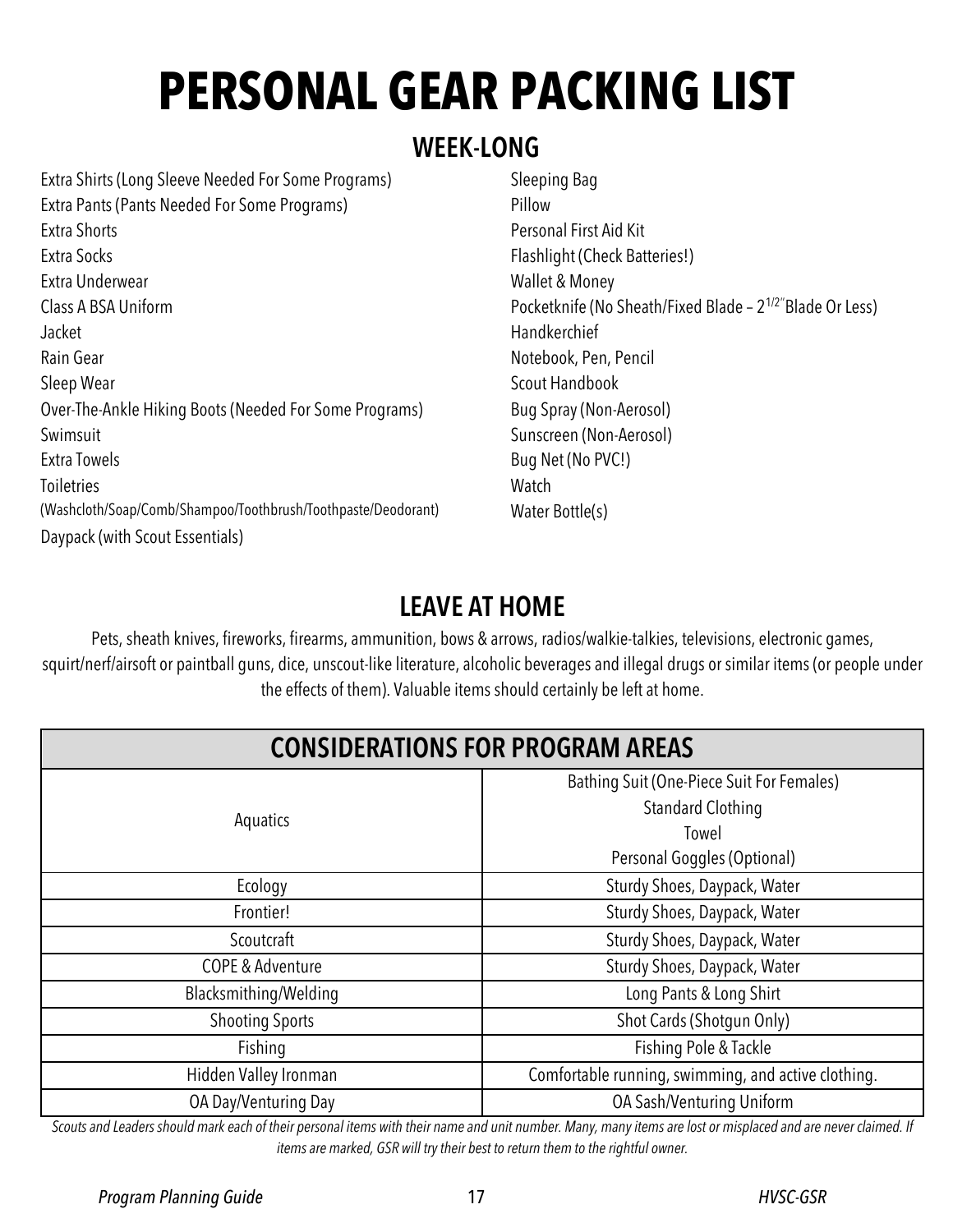# PERSONAL GEAR PACKING LIST

## WEEK-LONG

- Extra Shirts (Long Sleeve Needed For Some Programs)
- Extra Pants (Pants Needed For Some Programs)
- Extra Shorts
- Extra Socks
- Extra Underwear
- Class A BSA Uniform
- Jacket
- Rain Gear
- Sleep Wear
- Over-The-Ankle Hiking Boots (Needed For Some Programs)
- Swimsuit
- Extra Towels
- Toiletries (Washcloth/Soap/Comb/Shampoo/Toothbrush/Toothpaste/Deodorant)
- Daypack (with Scout Essentials)
- Sleeping Bag
- Pillow
- Personal First Aid Kit
- Flashlight (Check Batteries!)
- Wallet & Money
- Pocketknife (No Sheath/Fixed Blade – 2 1/2" Blade Or Less)
- Handkerchief
- Notebook, Pen, Pencil
- Scout Handbook
- Bug Spray (Non-Aerosol)
- Sunscreen (Non-Aerosol)
- Bug Net (No PVC!)
- Watch
- Water Bottle(s)

## LEAVE AT HOME

Pets, sheath knives, fireworks, firearms, ammunition, bows & arrows, radios/walkie-talkies, televisions, electronic games, squirt/nerf/airsoft or paintball guns, dice, unscout-like literature, alcoholic beverages and illegal drugs or similar items (or people under the effects of them). Valuable items should certainly be left at home.

| CONSIDERATIONS FOR PROGRAM AREAS | |
|---|---|
| Aquatics | Bathing Suit (One-Piece Suit For Females)<br>Standard Clothing<br>Towel<br>Personal Goggles (Optional) |
| Ecology | Sturdy Shoes, Daypack, Water |
| Frontier! | Sturdy Shoes, Daypack, Water |
| Scoutcraft | Sturdy Shoes, Daypack, Water |
| COPE & Adventure | Sturdy Shoes, Daypack, Water |
| Blacksmithing/Welding | Long Pants & Long Shirt |
| Shooting Sports | Shot Cards (Shotgun Only) |
| Fishing | Fishing Pole & Tackle |
| Hidden Valley Ironman | Comfortable running, swimming, and active clothing. |
| OA Day/Venturing Day | OA Sash/Venturing Uniform |

*Scouts and Leaders should mark each of their personal items with their name and unit number. Many, many items are lost or misplaced and are never claimed. If items are marked, GSR will try their best to return them to the rightful owner.*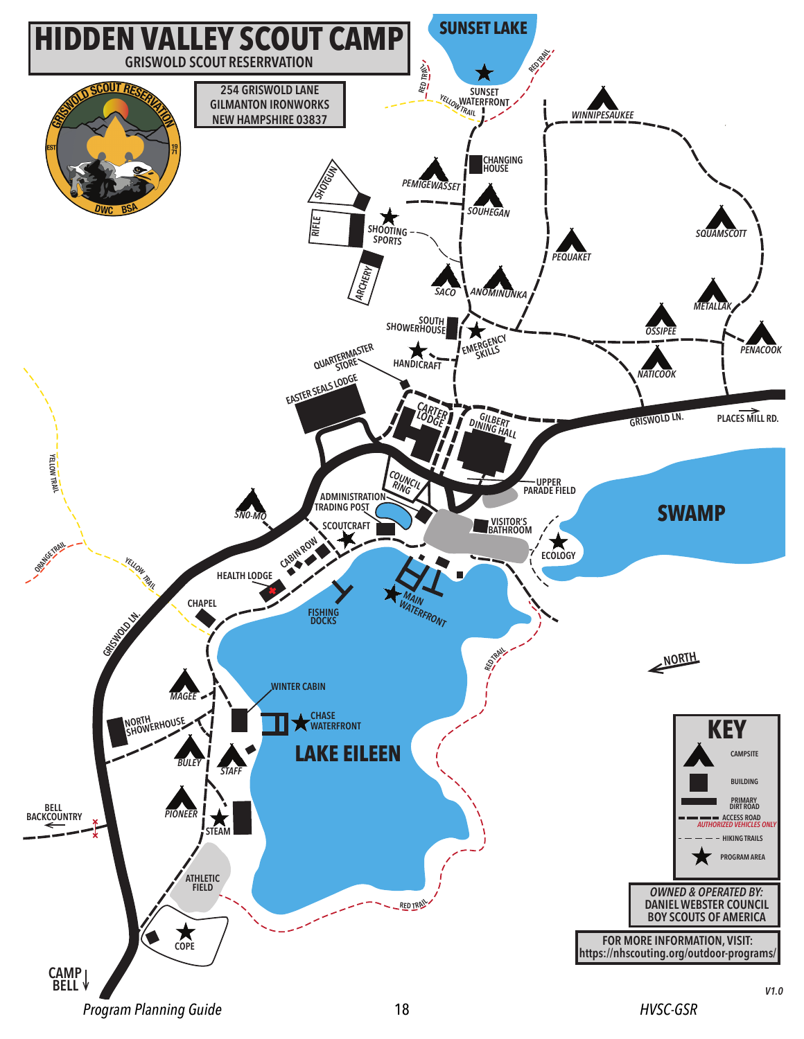# HIDDEN VALLEY SCOUT CAMP

## GRISWOLD SCOUT RESERRVATION

254 GRISWOLD LANE
GILMANTON IRONWORKS
NEW HAMPSHIRE 03837

GRISWOLD SCOUT RESERVATION
EST 19 71
DWC BSA

SUNSET LAKE
SUNSET WATERFRONT
RED TRAIL
YELLOW TRAIL
WINNIPESAUKEE
CHANGING HOUSE
PEMIGEWASSET
SOUHEGAN
SHOTGUN
RIFLE
SHOOTING SPORTS
ARCHERY
SQUAMSCOTT
PEQUAKET
SACO
ANOMINUNKA
METALLAK
SOUTH SHOWERHOUSE
OSSIPEE
EMERGENCY SKILLS
PENACOOK
HANDICRAFT
QUARTERMASTER STORE
NATICOOK
EASTER SEALS LODGE
CARTER LODGE
GILBERT DINING HALL
GRISWOLD LN.
PLACES MILL RD.
YELLOW TRAIL
COUNCIL RING
UPPER PARADE FIELD
SWAMP
SNO-MO
ADMINISTRATION TRADING POST
VISITOR'S BATHROOM
SCOUTCRAFT
ECOLOGY
ORANGE TRAIL
CABIN ROW
YELLOW TRAIL
HEALTH LODGE
MAIN WATERFRONT
CHAPEL
FISHING DOCKS
GRISWOLD LN.
RED TRAIL
NORTH
MAGEE
WINTER CABIN
CHASE WATERFRONT
NORTH SHOWERHOUSE
LAKE EILEEN
BULEY
STAFF
BELL BACKCOUNTRY
PIONEER
STEAM
ATHLETIC FIELD
RED TRAIL
COPE
CAMP BELL

## KEY

- CAMPSITE
- BUILDING
- PRIMARY DIRT ROAD
- ACCESS ROAD *AUTHORIZED VEHICLES ONLY*
- HIKING TRAILS
- PROGRAM AREA

*OWNED & OPERATED BY:*
**DANIEL WEBSTER COUNCIL BOY SCOUTS OF AMERICA**

FOR MORE INFORMATION, VISIT:
https://nhscouting.org/outdoor-programs/

V1.0